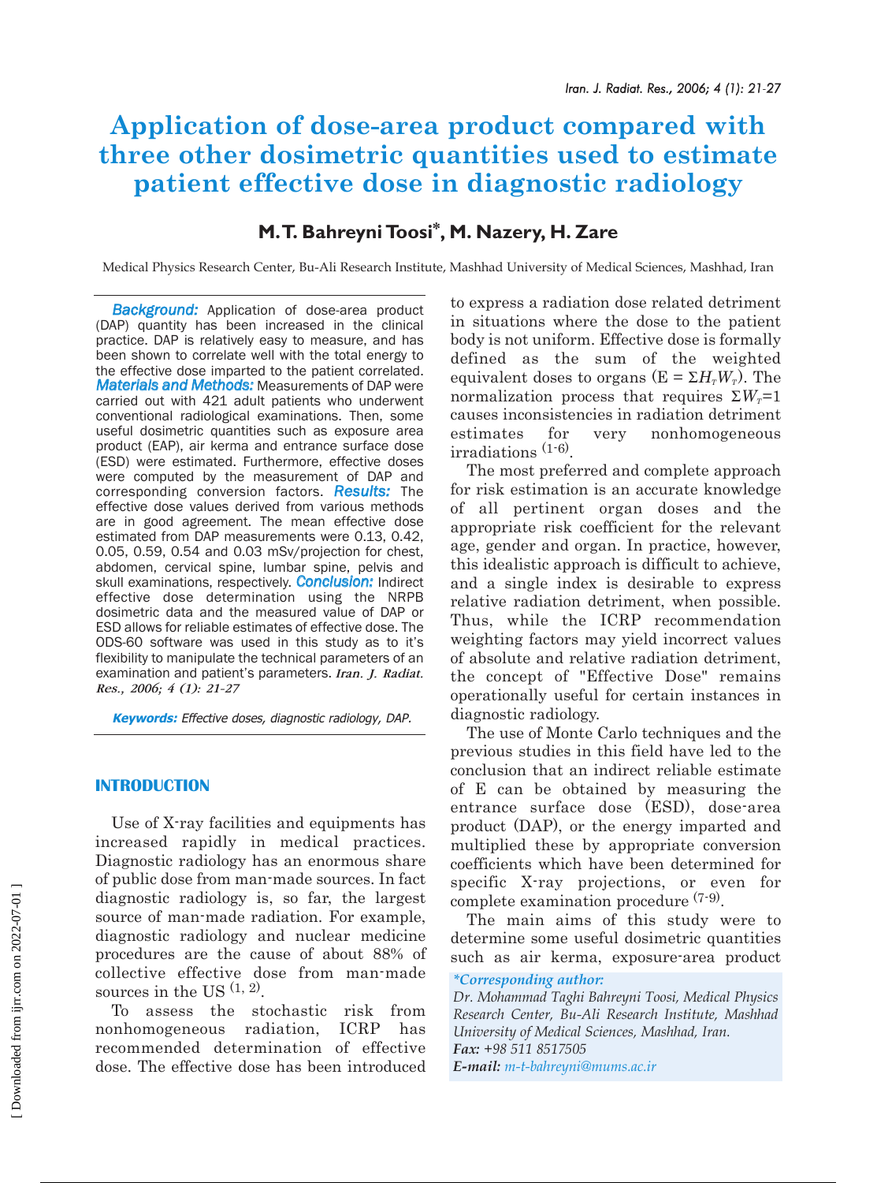# Application of dose-area product compared with three other dosimetric quantities used to estimate patient effective dose in diagnostic radiology

## M.T. Bahreyni Toosi*, M. Nazery, H. Zare

Medical Physics Research Center, Bu-Ali Research Institute, Mashhad University of Medical Sciences, Mashhad, Iran

***Background:*** Application of dose-area product (DAP) quantity has been increased in the clinical practice. DAP is relatively easy to measure, and has been shown to correlate well with the total energy to the effective dose imparted to the patient correlated. ***Materials and Methods:*** Measurements of DAP were carried out with 421 adult patients who underwent conventional radiological examinations. Then, some useful dosimetric quantities such as exposure area product (EAP), air kerma and entrance surface dose (ESD) were estimated. Furthermore, effective doses were computed by the measurement of DAP and corresponding conversion factors. ***Results:*** The effective dose values derived from various methods are in good agreement. The mean effective dose estimated from DAP measurements were 0.13, 0.42, 0.05, 0.59, 0.54 and 0.03 mSv/projection for chest, abdomen, cervical spine, lumbar spine, pelvis and skull examinations, respectively. ***Conclusion:*** Indirect effective dose determination using the NRPB dosimetric data and the measured value of DAP or ESD allows for reliable estimates of effective dose. The ODS-60 software was used in this study as to it's flexibility to manipulate the technical parameters of an examination and patient's parameters. *Iran. J. Radiat. Res., 2006; 4 (1): 21-27*

***Keywords:*** *Effective doses, diagnostic radiology, DAP.*

## INTRODUCTION

Use of X-ray facilities and equipments has increased rapidly in medical practices. Diagnostic radiology has an enormous share of public dose from man-made sources. In fact diagnostic radiology is, so far, the largest source of man-made radiation. For example, diagnostic radiology and nuclear medicine procedures are the cause of about 88% of collective effective dose from man-made sources in the US [1, 2].

To assess the stochastic risk from nonhomogeneous radiation, ICRP has recommended determination of effective dose. The effective dose has been introduced to express a radiation dose related detriment in situations where the dose to the patient body is not uniform. Effective dose is formally defined as the sum of the weighted equivalent doses to organs ($E = \Sigma H_T W_T$). The normalization process that requires $\Sigma W_T = 1$ causes inconsistencies in radiation detriment estimates for very nonhomogeneous irradiations [1-6].

The most preferred and complete approach for risk estimation is an accurate knowledge of all pertinent organ doses and the appropriate risk coefficient for the relevant age, gender and organ. In practice, however, this idealistic approach is difficult to achieve, and a single index is desirable to express relative radiation detriment, when possible. Thus, while the ICRP recommendation weighting factors may yield incorrect values of absolute and relative radiation detriment, the concept of "Effective Dose" remains operationally useful for certain instances in diagnostic radiology.

The use of Monte Carlo techniques and the previous studies in this field have led to the conclusion that an indirect reliable estimate of E can be obtained by measuring the entrance surface dose (ESD), dose-area product (DAP), or the energy imparted and multiplied these by appropriate conversion coefficients which have been determined for specific X-ray projections, or even for complete examination procedure [7-9].

The main aims of this study were to determine some useful dosimetric quantities such as air kerma, exposure-area product

*\*Corresponding author:*
*Dr. Mohammad Taghi Bahreyni Toosi, Medical Physics Research Center, Bu-Ali Research Institute, Mashhad University of Medical Sciences, Mashhad, Iran.*
***Fax:*** *+98 511 8517505*
***E-mail:*** *m-t-bahreyni@mums.ac.ir*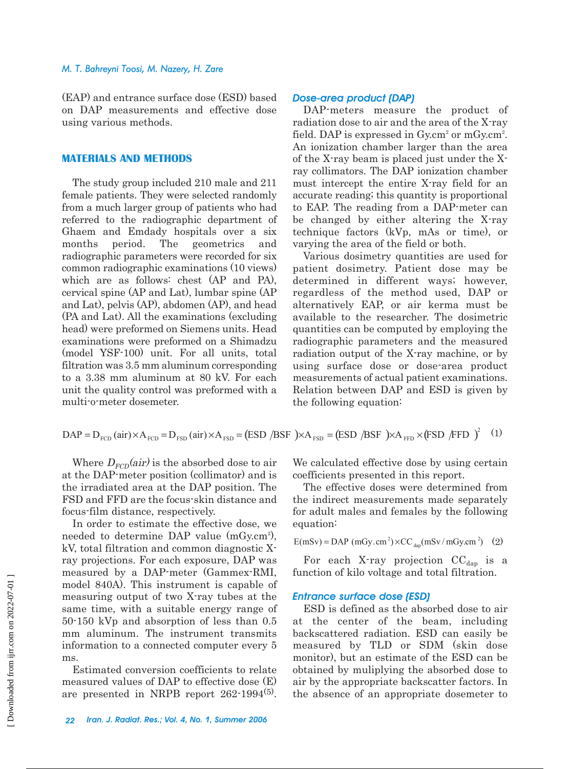(EAP) and entrance surface dose (ESD) based on DAP measurements and effective dose using various methods.

## MATERIALS AND METHODS

The study group included 210 male and 211 female patients. They were selected randomly from a much larger group of patients who had referred to the radiographic department of Ghaem and Emdady hospitals over a six months period. The geometrics and radiographic parameters were recorded for six common radiographic examinations (10 views) which are as follows: chest (AP and PA), cervical spine (AP and Lat), lumbar spine (AP and Lat), pelvis (AP), abdomen (AP), and head (PA and Lat). All the examinations (excluding head) were preformed on Siemens units. Head examinations were preformed on a Shimadzu (model YSF-100) unit. For all units, total filtration was 3.5 mm aluminum corresponding to a 3.38 mm aluminum at 80 kV. For each unit the quality control was preformed with a multi-o-meter dosemeter.

### *Dose-area product (DAP)*

DAP-meters measure the product of radiation dose to air and the area of the X-ray field. DAP is expressed in Gy.cm$^2$ or mGy.cm$^2$. An ionization chamber larger than the area of the X-ray beam is placed just under the X-ray collimators. The DAP ionization chamber must intercept the entire X-ray field for an accurate reading; this quantity is proportional to EAP. The reading from a DAP-meter can be changed by either altering the X-ray technique factors (kVp, mAs or time), or varying the area of the field or both.

Various dosimetry quantities are used for patient dosimetry. Patient dose may be determined in different ways; however, regardless of the method used, DAP or alternatively EAP, or air kerma must be available to the researcher. The dosimetric quantities can be computed by employing the radiographic parameters and the measured radiation output of the X-ray machine, or by using surface dose or dose-area product measurements of actual patient examinations. Relation between DAP and ESD is given by the following equation:

$$\mathrm{DAP} = \mathrm{D_{FCD}\,(air)} \times \mathrm{A_{FCD}} = \mathrm{D_{FSD}\,(air)} \times \mathrm{A_{FSD}} = (\mathrm{ESD}\ /\mathrm{BSF}\ ) \times \mathrm{A_{FSD}} = (\mathrm{ESD}\ /\mathrm{BSF}\ ) \times \mathrm{A_{FFD}} \times (\mathrm{FSD}\ /\mathrm{FFD}\ )^2 \quad (1)$$

Where $D_{FCD}(air)$ is the absorbed dose to air at the DAP-meter position (collimator) and is the irradiated area at the DAP position. The FSD and FFD are the focus-skin distance and focus-film distance, respectively.

In order to estimate the effective dose, we needed to determine DAP value (mGy.cm$^2$), kV, total filtration and common diagnostic X-ray projections. For each exposure, DAP was measured by a DAP-meter (Gammex-RMI, model 840A). This instrument is capable of measuring output of two X-ray tubes at the same time, with a suitable energy range of 50-150 kVp and absorption of less than 0.5 mm aluminum. The instrument transmits information to a connected computer every 5 ms.

Estimated conversion coefficients to relate measured values of DAP to effective dose (E) are presented in NRPB report 262-1994[5]. We calculated effective dose by using certain coefficients presented in this report.

The effective doses were determined from the indirect measurements made separately for adult males and females by the following equation:

$$\mathrm{E(mSv)} = \mathrm{DAP\ (mGy.cm^2)} \times \mathrm{CC_{dap}(mSv/mGy.cm^2)} \quad (2)$$

For each X-ray projection $CC_{dap}$ is a function of kilo voltage and total filtration.

### *Entrance surface dose (ESD)*

ESD is defined as the absorbed dose to air at the center of the beam, including backscattered radiation. ESD can easily be measured by TLD or SDM (skin dose monitor), but an estimate of the ESD can be obtained by muliplying the absorbed dose to air by the appropriate backscatter factors. In the absence of an appropriate dosemeter to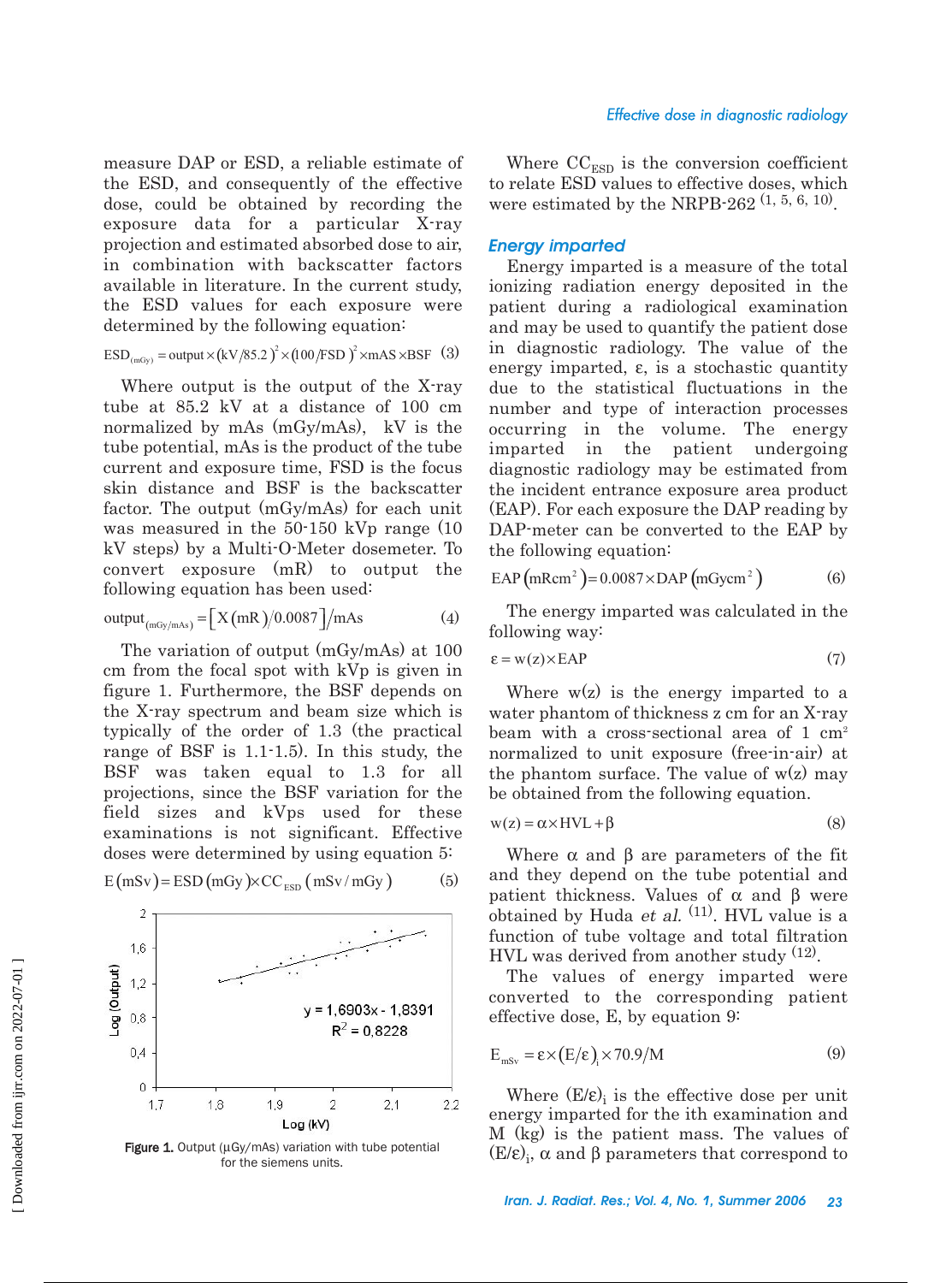measure DAP or ESD, a reliable estimate of the ESD, and consequently of the effective dose, could be obtained by recording the exposure data for a particular X-ray projection and estimated absorbed dose to air, in combination with backscatter factors available in literature. In the current study, the ESD values for each exposure were determined by the following equation:

$$ESD_{(mGy)} = output \times (kV/85.2)^2 \times (100/FSD)^2 \times mAS \times BSF \quad (3)$$

Where output is the output of the X-ray tube at 85.2 kV at a distance of 100 cm normalized by mAs (mGy/mAs), kV is the tube potential, mAs is the product of the tube current and exposure time, FSD is the focus skin distance and BSF is the backscatter factor. The output (mGy/mAs) for each unit was measured in the 50-150 kVp range (10 kV steps) by a Multi-O-Meter dosemeter. To convert exposure (mR) to output the following equation has been used:

$$output_{(mGy/mAs)} = \left[X(mR)/0.0087\right]/mAs \quad (4)$$

The variation of output (mGy/mAs) at 100 cm from the focal spot with kVp is given in figure 1. Furthermore, the BSF depends on the X-ray spectrum and beam size which is typically of the order of 1.3 (the practical range of BSF is 1.1-1.5). In this study, the BSF was taken equal to 1.3 for all projections, since the BSF variation for the field sizes and kVps used for these examinations is not significant. Effective doses were determined by using equation 5:

$$E(mSv) = ESD(mGy) \times CC_{ESD}(mSv/mGy) \quad (5)$$

**Figure 1.** Output (µGy/mAs) variation with tube potential for the siemens units.

Where $CC_{ESD}$ is the conversion coefficient to relate ESD values to effective doses, which were estimated by the NRPB-262 [1, 5, 6, 10].

### *Energy imparted*

Energy imparted is a measure of the total ionizing radiation energy deposited in the patient during a radiological examination and may be used to quantify the patient dose in diagnostic radiology. The value of the energy imparted, ε, is a stochastic quantity due to the statistical fluctuations in the number and type of interaction processes occurring in the volume. The energy imparted in the patient undergoing diagnostic radiology may be estimated from the incident entrance exposure area product (EAP). For each exposure the DAP reading by DAP-meter can be converted to the EAP by the following equation:

$$EAP\left(mRcm^2\right) = 0.0087 \times DAP\left(mGycm^2\right) \quad (6)$$

The energy imparted was calculated in the following way:

$$\varepsilon = w(z) \times EAP \quad (7)$$

Where w(z) is the energy imparted to a water phantom of thickness z cm for an X-ray beam with a cross-sectional area of 1 $cm^2$ normalized to unit exposure (free-in-air) at the phantom surface. The value of w(z) may be obtained from the following equation.

$$w(z) = \alpha \times HVL + \beta \quad (8)$$

Where α and β are parameters of the fit and they depend on the tube potential and patient thickness. Values of α and β were obtained by Huda *et al.* [11]. HVL value is a function of tube voltage and total filtration HVL was derived from another study [12].

The values of energy imparted were converted to the corresponding patient effective dose, E, by equation 9:

$$E_{mSv} = \varepsilon \times (E/\varepsilon)_i \times 70.9/M \quad (9)$$

Where $(E/\varepsilon)_i$ is the effective dose per unit energy imparted for the ith examination and M (kg) is the patient mass. The values of $(E/\varepsilon)_i$, α and β parameters that correspond to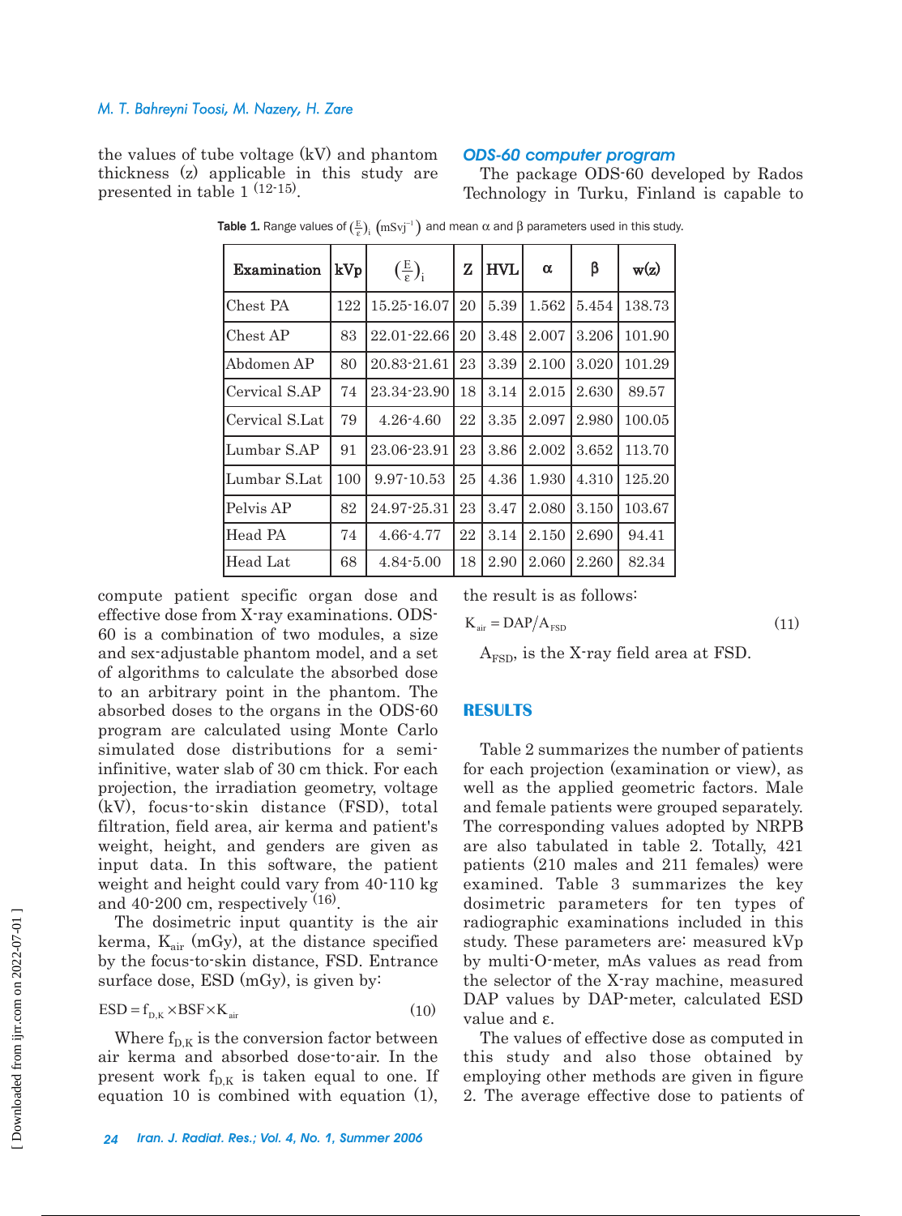the values of tube voltage (kV) and phantom thickness (z) applicable in this study are presented in table 1 [12-15].

Table 1. Range values of $\left(\frac{E}{\varepsilon}\right)_i$ $(\mathrm{mSvj^{-1}})$ and mean α and β parameters used in this study.

| Examination | kVp | $\left(\frac{E}{\varepsilon}\right)_i$ | Z | HVL | α | β | w(z) |
|---|---|---|---|---|---|---|---|
| Chest PA | 122 | 15.25-16.07 | 20 | 5.39 | 1.562 | 5.454 | 138.73 |
| Chest AP | 83 | 22.01-22.66 | 20 | 3.48 | 2.007 | 3.206 | 101.90 |
| Abdomen AP | 80 | 20.83-21.61 | 23 | 3.39 | 2.100 | 3.020 | 101.29 |
| Cervical S.AP | 74 | 23.34-23.90 | 18 | 3.14 | 2.015 | 2.630 | 89.57 |
| Cervical S.Lat | 79 | 4.26-4.60 | 22 | 3.35 | 2.097 | 2.980 | 100.05 |
| Lumbar S.AP | 91 | 23.06-23.91 | 23 | 3.86 | 2.002 | 3.652 | 113.70 |
| Lumbar S.Lat | 100 | 9.97-10.53 | 25 | 4.36 | 1.930 | 4.310 | 125.20 |
| Pelvis AP | 82 | 24.97-25.31 | 23 | 3.47 | 2.080 | 3.150 | 103.67 |
| Head PA | 74 | 4.66-4.77 | 22 | 3.14 | 2.150 | 2.690 | 94.41 |
| Head Lat | 68 | 4.84-5.00 | 18 | 2.90 | 2.060 | 2.260 | 82.34 |

### *ODS-60 computer program*

The package ODS-60 developed by Rados Technology in Turku, Finland is capable to compute patient specific organ dose and effective dose from X-ray examinations. ODS-60 is a combination of two modules, a size and sex-adjustable phantom model, and a set of algorithms to calculate the absorbed dose to an arbitrary point in the phantom. The absorbed doses to the organs in the ODS-60 program are calculated using Monte Carlo simulated dose distributions for a semi-infinitive, water slab of 30 cm thick. For each projection, the irradiation geometry, voltage (kV), focus-to-skin distance (FSD), total filtration, field area, air kerma and patient's weight, height, and genders are given as input data. In this software, the patient weight and height could vary from 40-110 kg and 40-200 cm, respectively [16].

The dosimetric input quantity is the air kerma, $K_{air}$ (mGy), at the distance specified by the focus-to-skin distance, FSD. Entrance surface dose, ESD (mGy), is given by:

$$\mathrm{ESD} = f_{D,K} \times \mathrm{BSF} \times K_{air} \tag{10}$$

Where $f_{D,K}$ is the conversion factor between air kerma and absorbed dose-to-air. In the present work $f_{D,K}$ is taken equal to one. If equation 10 is combined with equation (1), the result is as follows:

$$K_{air} = \mathrm{DAP}/A_{FSD} \tag{11}$$

$A_{FSD}$, is the X-ray field area at FSD.

## RESULTS

Table 2 summarizes the number of patients for each projection (examination or view), as well as the applied geometric factors. Male and female patients were grouped separately. The corresponding values adopted by NRPB are also tabulated in table 2. Totally, 421 patients (210 males and 211 females) were examined. Table 3 summarizes the key dosimetric parameters for ten types of radiographic examinations included in this study. These parameters are: measured kVp by multi-O-meter, mAs values as read from the selector of the X-ray machine, measured DAP values by DAP-meter, calculated ESD value and ε.

The values of effective dose as computed in this study and also those obtained by employing other methods are given in figure 2. The average effective dose to patients of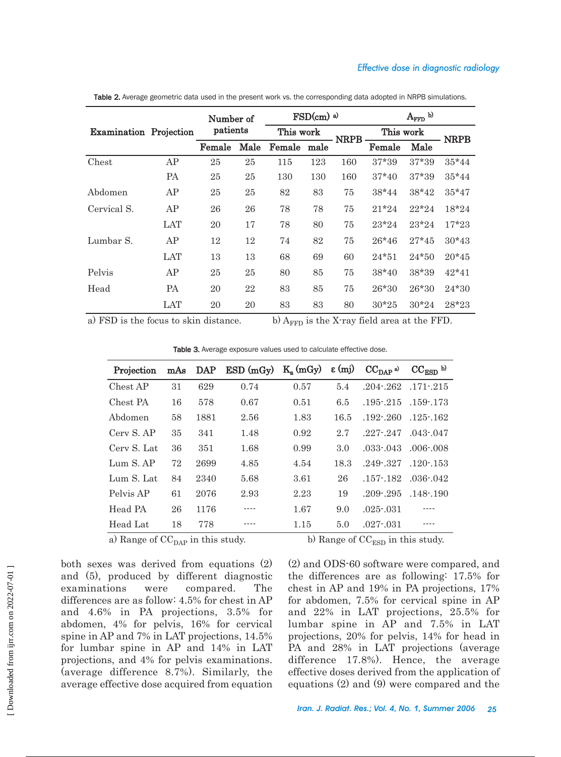Table 2. Average geometric data used in the present work vs. the corresponding data adopted in NRPB simulations.

| Examination | Projection | Number of patients | | FSD(cm) [a] | | | $A_{FFD}$ [b] | | |
|---|---|---|---|---|---|---|---|---|---|
| | | | | This work | | NRPB | This work | | NRPB |
| | | Female | Male | Female | male | | Female | Male | |
| Chest | AP | 25 | 25 | 115 | 123 | 160 | 37*39 | 37*39 | 35*44 |
| | PA | 25 | 25 | 130 | 130 | 160 | 37*40 | 37*39 | 35*44 |
| Abdomen | AP | 25 | 25 | 82 | 83 | 75 | 38*44 | 38*42 | 35*47 |
| Cervical S. | AP | 26 | 26 | 78 | 78 | 75 | 21*24 | 22*24 | 18*24 |
| | LAT | 20 | 17 | 78 | 80 | 75 | 23*24 | 23*24 | 17*23 |
| Lumbar S. | AP | 12 | 12 | 74 | 82 | 75 | 26*46 | 27*45 | 30*43 |
| | LAT | 13 | 13 | 68 | 69 | 60 | 24*51 | 24*50 | 20*45 |
| Pelvis | AP | 25 | 25 | 80 | 85 | 75 | 38*40 | 38*39 | 42*41 |
| Head | PA | 20 | 22 | 83 | 85 | 75 | 26*30 | 26*30 | 24*30 |
| | LAT | 20 | 20 | 83 | 83 | 80 | 30*25 | 30*24 | 28*23 |

a) FSD is the focus to skin distance. b) $A_{FFD}$ is the X-ray field area at the FFD.

Table 3. Average exposure values used to calculate effective dose.

| Projection | mAs | DAP | ESD (mGy) | $K_a$ (mGy) | ε (mj) | $CC_{DAP}$ [a] | $CC_{ESD}$ [b] |
|---|---|---|---|---|---|---|---|
| Chest AP | 31 | 629 | 0.74 | 0.57 | 5.4 | .204-.262 | .171-.215 |
| Chest PA | 16 | 578 | 0.67 | 0.51 | 6.5 | .195-.215 | .159-.173 |
| Abdomen | 58 | 1881 | 2.56 | 1.83 | 16.5 | .192-.260 | .125-.162 |
| Cerv S. AP | 35 | 341 | 1.48 | 0.92 | 2.7 | .227-.247 | .043-.047 |
| Cerv S. Lat | 36 | 351 | 1.68 | 0.99 | 3.0 | .033-.043 | .006-.008 |
| Lum S. AP | 72 | 2699 | 4.85 | 4.54 | 18.3 | .249-.327 | .120-.153 |
| Lum S. Lat | 84 | 2340 | 5.68 | 3.61 | 26 | .157-.182 | .036-.042 |
| Pelvis AP | 61 | 2076 | 2.93 | 2.23 | 19 | .209-.295 | .148-.190 |
| Head PA | 26 | 1176 | ---- | 1.67 | 9.0 | .025-.031 | ---- |
| Head Lat | 18 | 778 | ---- | 1.15 | 5.0 | .027-.031 | ---- |

a) Range of $CC_{DAP}$ in this study. b) Range of $CC_{ESD}$ in this study.

both sexes was derived from equations (2) and (5), produced by different diagnostic examinations were compared. The differences are as follow: 4.5% for chest in AP and 4.6% in PA projections, 3.5% for abdomen, 4% for pelvis, 16% for cervical spine in AP and 7% in LAT projections, 14.5% for lumbar spine in AP and 14% in LAT projections, and 4% for pelvis examinations. (average difference 8.7%). Similarly, the average effective dose acquired from equation (2) and ODS-60 software were compared, and the differences are as following: 17.5% for chest in AP and 19% in PA projections, 17% for abdomen, 7.5% for cervical spine in AP and 22% in LAT projections, 25.5% for lumbar spine in AP and 7.5% in LAT projections, 20% for pelvis, 14% for head in PA and 28% in LAT projections (average difference 17.8%). Hence, the average effective doses derived from the application of equations (2) and (9) were compared and the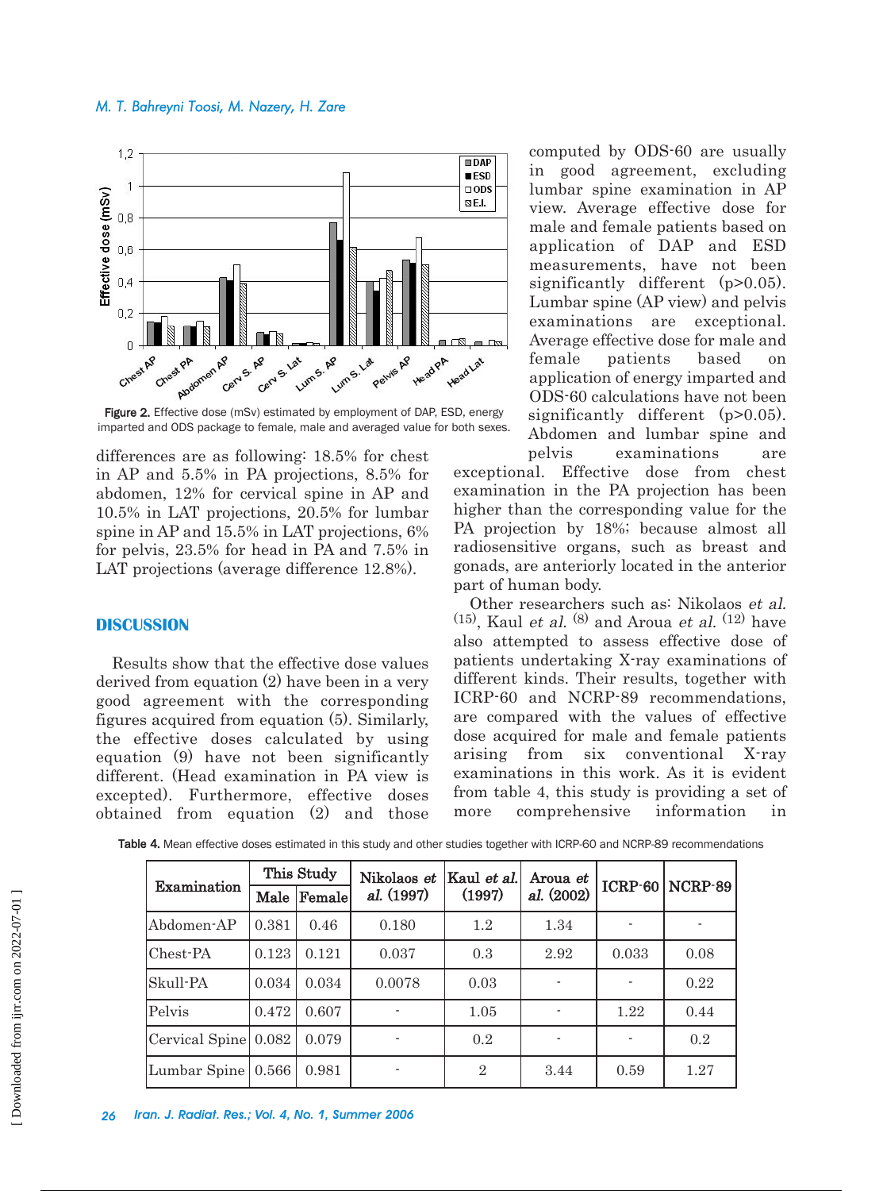Figure 2. Effective dose (mSv) estimated by employment of DAP, ESD, energy imparted and ODS package to female, male and averaged value for both sexes.

differences are as following: 18.5% for chest in AP and 5.5% in PA projections, 8.5% for abdomen, 12% for cervical spine in AP and 10.5% in LAT projections, 20.5% for lumbar spine in AP and 15.5% in LAT projections, 6% for pelvis, 23.5% for head in PA and 7.5% in LAT projections (average difference 12.8%).

## DISCUSSION

Results show that the effective dose values derived from equation (2) have been in a very good agreement with the corresponding figures acquired from equation (5). Similarly, the effective doses calculated by using equation (9) have not been significantly different. (Head examination in PA view is excepted). Furthermore, effective doses obtained from equation (2) and those computed by ODS-60 are usually in good agreement, excluding lumbar spine examination in AP view. Average effective dose for male and female patients based on application of DAP and ESD measurements, have not been significantly different ($p>0.05$). Lumbar spine (AP view) and pelvis examinations are exceptional. Average effective dose for male and female patients based on application of energy imparted and ODS-60 calculations have not been significantly different ($p>0.05$). Abdomen and lumbar spine and pelvis examinations are exceptional. Effective dose from chest examination in the PA projection has been higher than the corresponding value for the PA projection by 18%; because almost all radiosensitive organs, such as breast and gonads, are anteriorly located in the anterior part of human body.

Other researchers such as: Nikolaos *et al.* [15], Kaul *et al.* [8] and Aroua *et al.* [12] have also attempted to assess effective dose of patients undertaking X-ray examinations of different kinds. Their results, together with ICRP-60 and NCRP-89 recommendations, are compared with the values of effective dose acquired for male and female patients arising from six conventional X-ray examinations in this work. As it is evident from table 4, this study is providing a set of more comprehensive information in

Table 4. Mean effective doses estimated in this study and other studies together with ICRP-60 and NCRP-89 recommendations

| Examination | This Study | | Nikolaos *et al.* (1997) | Kaul *et al.* (1997) | Aroua *et al.* (2002) | ICRP-60 | NCRP-89 |
|---|---|---|---|---|---|---|---|
| | Male | Female | | | | | |
| Abdomen-AP | 0.381 | 0.46 | 0.180 | 1.2 | 1.34 | - | - |
| Chest-PA | 0.123 | 0.121 | 0.037 | 0.3 | 2.92 | 0.033 | 0.08 |
| Skull-PA | 0.034 | 0.034 | 0.0078 | 0.03 | - | - | 0.22 |
| Pelvis | 0.472 | 0.607 | - | 1.05 | - | 1.22 | 0.44 |
| Cervical Spine | 0.082 | 0.079 | - | 0.2 | - | - | 0.2 |
| Lumbar Spine | 0.566 | 0.981 | - | 2 | 3.44 | 0.59 | 1.27 |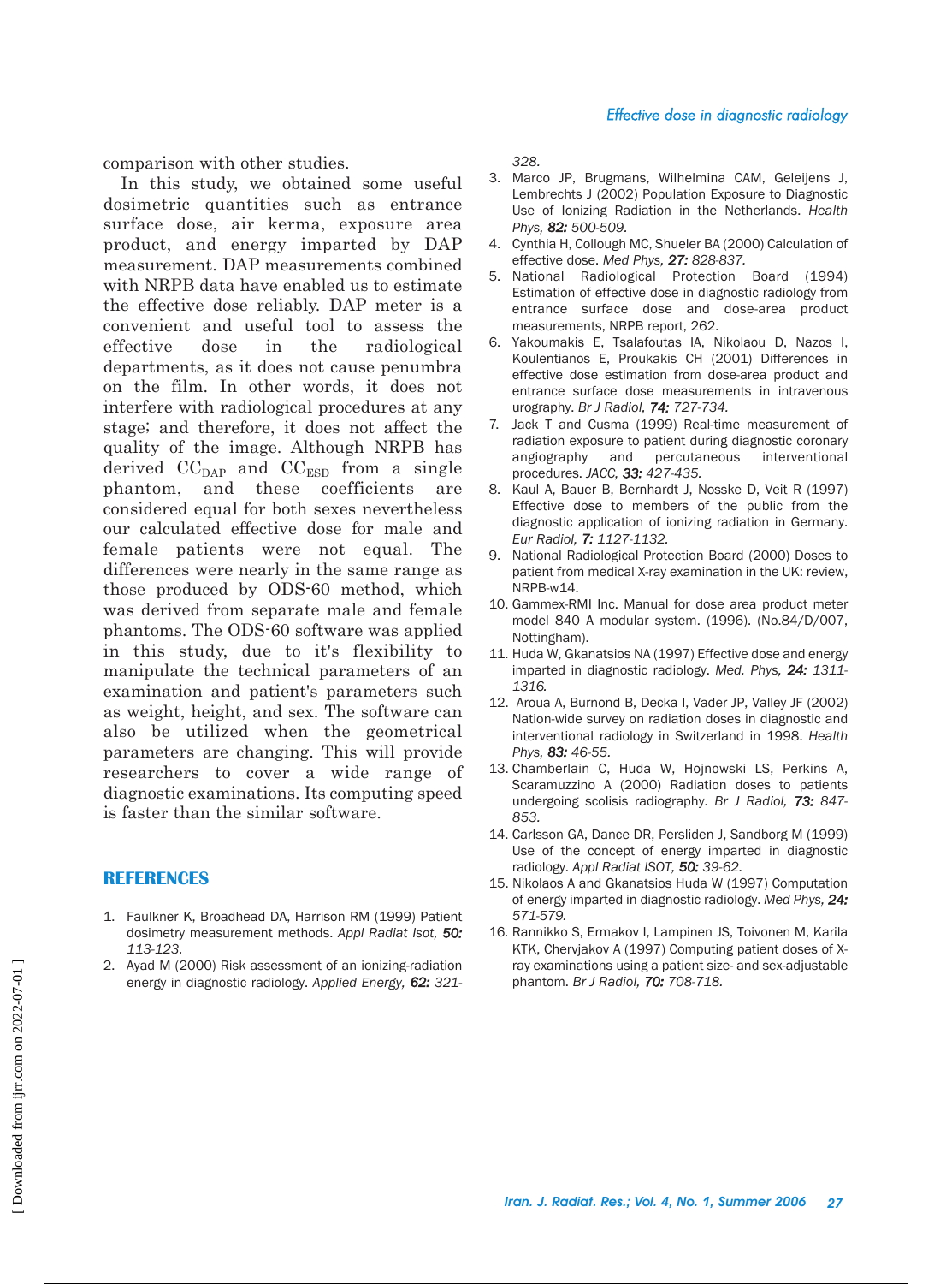comparison with other studies.

In this study, we obtained some useful dosimetric quantities such as entrance surface dose, air kerma, exposure area product, and energy imparted by DAP measurement. DAP measurements combined with NRPB data have enabled us to estimate the effective dose reliably. DAP meter is a convenient and useful tool to assess the effective dose in the radiological departments, as it does not cause penumbra on the film. In other words, it does not interfere with radiological procedures at any stage; and therefore, it does not affect the quality of the image. Although NRPB has derived $CC_{DAP}$ and $CC_{ESD}$ from a single phantom, and these coefficients are considered equal for both sexes nevertheless our calculated effective dose for male and female patients were not equal. The differences were nearly in the same range as those produced by ODS-60 method, which was derived from separate male and female phantoms. The ODS-60 software was applied in this study, due to it's flexibility to manipulate the technical parameters of an examination and patient's parameters such as weight, height, and sex. The software can also be utilized when the geometrical parameters are changing. This will provide researchers to cover a wide range of diagnostic examinations. Its computing speed is faster than the similar software.

## REFERENCES

1. Faulkner K, Broadhead DA, Harrison RM (1999) Patient dosimetry measurement methods. *Appl Radiat Isot,* ***50:*** *113-123.*
2. Ayad M (2000) Risk assessment of an ionizing-radiation energy in diagnostic radiology. *Applied Energy,* ***62:*** *321-328.*
3. Marco JP, Brugmans, Wilhelmina CAM, Geleijens J, Lembrechts J (2002) Population Exposure to Diagnostic Use of Ionizing Radiation in the Netherlands. *Health Phys,* ***82:*** *500-509.*
4. Cynthia H, Collough MC, Shueler BA (2000) Calculation of effective dose. *Med Phys,* ***27:*** *828-837.*
5. National Radiological Protection Board (1994) Estimation of effective dose in diagnostic radiology from entrance surface dose and dose-area product measurements, NRPB report, 262.
6. Yakoumakis E, Tsalafoutas IA, Nikolaou D, Nazos I, Koulentianos E, Proukakis CH (2001) Differences in effective dose estimation from dose-area product and entrance surface dose measurements in intravenous urography. *Br J Radiol,* ***74:*** *727-734.*
7. Jack T and Cusma (1999) Real-time measurement of radiation exposure to patient during diagnostic coronary angiography and percutaneous interventional procedures. *JACC,* ***33:*** *427-435.*
8. Kaul A, Bauer B, Bernhardt J, Nosske D, Veit R (1997) Effective dose to members of the public from the diagnostic application of ionizing radiation in Germany. *Eur Radiol,* ***7:*** *1127-1132.*
9. National Radiological Protection Board (2000) Doses to patient from medical X-ray examination in the UK: review, NRPB-w14.
10. Gammex-RMI Inc. Manual for dose area product meter model 840 A modular system. (1996). (No.84/D/007, Nottingham).
11. Huda W, Gkanatsios NA (1997) Effective dose and energy imparted in diagnostic radiology. *Med. Phys,* ***24:*** *1311-1316.*
12. Aroua A, Burnond B, Decka I, Vader JP, Valley JF (2002) Nation-wide survey on radiation doses in diagnostic and interventional radiology in Switzerland in 1998. *Health Phys,* ***83:*** *46-55.*
13. Chamberlain C, Huda W, Hojnowski LS, Perkins A, Scaramuzzino A (2000) Radiation doses to patients undergoing scolisis radiography. *Br J Radiol,* ***73:*** *847-853.*
14. Carlsson GA, Dance DR, Persliden J, Sandborg M (1999) Use of the concept of energy imparted in diagnostic radiology. *Appl Radiat ISOT,* ***50:*** *39-62.*
15. Nikolaos A and Gkanatsios Huda W (1997) Computation of energy imparted in diagnostic radiology. *Med Phys,* ***24:*** *571-579.*
16. Rannikko S, Ermakov I, Lampinen JS, Toivonen M, Karila KTK, Chervjakov A (1997) Computing patient doses of X-ray examinations using a patient size- and sex-adjustable phantom. *Br J Radiol,* ***70:*** *708-718.*